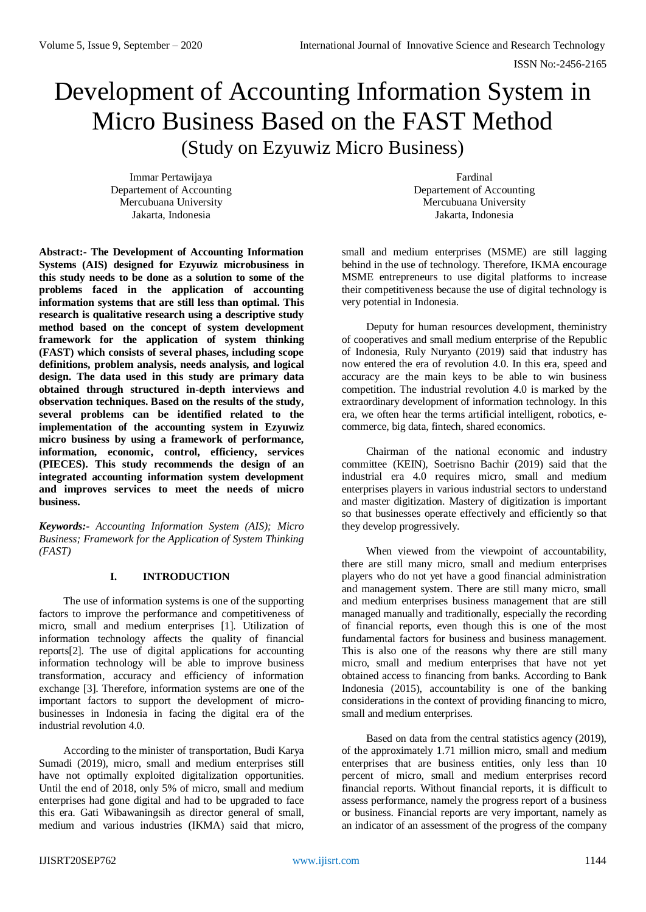# Development of Accounting Information System in Micro Business Based on the FAST Method

## (Study on Ezyuwiz Micro Business)

Immar Pertawijaya
Departement of Accounting
Mercubuana University
Jakarta, Indonesia

Fardinal
Departement of Accounting
Mercubuana University
Jakarta, Indonesia

**Abstract:- The Development of Accounting Information Systems (AIS) designed for Ezyuwiz microbusiness in this study needs to be done as a solution to some of the problems faced in the application of accounting information systems that are still less than optimal. This research is qualitative research using a descriptive study method based on the concept of system development framework for the application of system thinking (FAST) which consists of several phases, including scope definitions, problem analysis, needs analysis, and logical design. The data used in this study are primary data obtained through structured in-depth interviews and observation techniques. Based on the results of the study, several problems can be identified related to the implementation of the accounting system in Ezyuwiz micro business by using a framework of performance, information, economic, control, efficiency, services (PIECES). This study recommends the design of an integrated accounting information system development and improves services to meet the needs of micro business.**

***Keywords:-*** *Accounting Information System (AIS); Micro Business; Framework for the Application of System Thinking (FAST)*

## I. INTRODUCTION

The use of information systems is one of the supporting factors to improve the performance and competitiveness of micro, small and medium enterprises [1]. Utilization of information technology affects the quality of financial reports[2]. The use of digital applications for accounting information technology will be able to improve business transformation, accuracy and efficiency of information exchange [3]. Therefore, information systems are one of the important factors to support the development of micro-businesses in Indonesia in facing the digital era of the industrial revolution 4.0.

According to the minister of transportation, Budi Karya Sumadi (2019), micro, small and medium enterprises still have not optimally exploited digitalization opportunities. Until the end of 2018, only 5% of micro, small and medium enterprises had gone digital and had to be upgraded to face this era. Gati Wibawaningsih as director general of small, medium and various industries (IKMA) said that micro, small and medium enterprises (MSME) are still lagging behind in the use of technology. Therefore, IKMA encourage MSME entrepreneurs to use digital platforms to increase their competitiveness because the use of digital technology is very potential in Indonesia.

Deputy for human resources development, theministry of cooperatives and small medium enterprise of the Republic of Indonesia, Ruly Nuryanto (2019) said that industry has now entered the era of revolution 4.0. In this era, speed and accuracy are the main keys to be able to win business competition. The industrial revolution 4.0 is marked by the extraordinary development of information technology. In this era, we often hear the terms artificial intelligent, robotics, e-commerce, big data, fintech, shared economics.

Chairman of the national economic and industry committee (KEIN), Soetrisno Bachir (2019) said that the industrial era 4.0 requires micro, small and medium enterprises players in various industrial sectors to understand and master digitization. Mastery of digitization is important so that businesses operate effectively and efficiently so that they develop progressively.

When viewed from the viewpoint of accountability, there are still many micro, small and medium enterprises players who do not yet have a good financial administration and management system. There are still many micro, small and medium enterprises business management that are still managed manually and traditionally, especially the recording of financial reports, even though this is one of the most fundamental factors for business and business management. This is also one of the reasons why there are still many micro, small and medium enterprises that have not yet obtained access to financing from banks. According to Bank Indonesia (2015), accountability is one of the banking considerations in the context of providing financing to micro, small and medium enterprises.

Based on data from the central statistics agency (2019), of the approximately 1.71 million micro, small and medium enterprises that are business entities, only less than 10 percent of micro, small and medium enterprises record financial reports. Without financial reports, it is difficult to assess performance, namely the progress report of a business or business. Financial reports are very important, namely as an indicator of an assessment of the progress of the company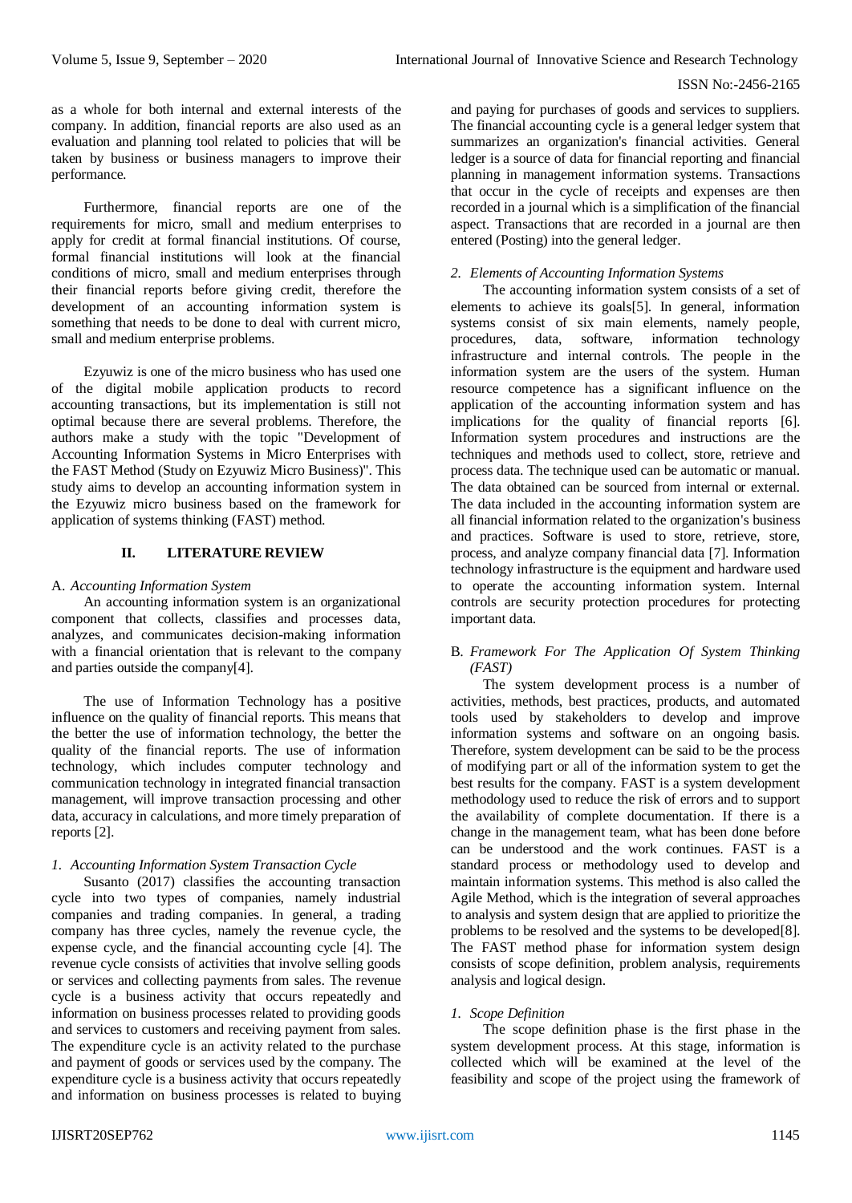as a whole for both internal and external interests of the company. In addition, financial reports are also used as an evaluation and planning tool related to policies that will be taken by business or business managers to improve their performance.

Furthermore, financial reports are one of the requirements for micro, small and medium enterprises to apply for credit at formal financial institutions. Of course, formal financial institutions will look at the financial conditions of micro, small and medium enterprises through their financial reports before giving credit, therefore the development of an accounting information system is something that needs to be done to deal with current micro, small and medium enterprise problems.

Ezyuwiz is one of the micro business who has used one of the digital mobile application products to record accounting transactions, but its implementation is still not optimal because there are several problems. Therefore, the authors make a study with the topic "Development of Accounting Information Systems in Micro Enterprises with the FAST Method (Study on Ezyuwiz Micro Business)". This study aims to develop an accounting information system in the Ezyuwiz micro business based on the framework for application of systems thinking (FAST) method.

## II. LITERATURE REVIEW

### A. *Accounting Information System*

An accounting information system is an organizational component that collects, classifies and processes data, analyzes, and communicates decision-making information with a financial orientation that is relevant to the company and parties outside the company[4].

The use of Information Technology has a positive influence on the quality of financial reports. This means that the better the use of information technology, the better the quality of the financial reports. The use of information technology, which includes computer technology and communication technology in integrated financial transaction management, will improve transaction processing and other data, accuracy in calculations, and more timely preparation of reports [2].

#### 1. *Accounting Information System Transaction Cycle*

Susanto (2017) classifies the accounting transaction cycle into two types of companies, namely industrial companies and trading companies. In general, a trading company has three cycles, namely the revenue cycle, the expense cycle, and the financial accounting cycle [4]. The revenue cycle consists of activities that involve selling goods or services and collecting payments from sales. The revenue cycle is a business activity that occurs repeatedly and information on business processes related to providing goods and services to customers and receiving payment from sales. The expenditure cycle is an activity related to the purchase and payment of goods or services used by the company. The expenditure cycle is a business activity that occurs repeatedly and information on business processes is related to buying and paying for purchases of goods and services to suppliers. The financial accounting cycle is a general ledger system that summarizes an organization's financial activities. General ledger is a source of data for financial reporting and financial planning in management information systems. Transactions that occur in the cycle of receipts and expenses are then recorded in a journal which is a simplification of the financial aspect. Transactions that are recorded in a journal are then entered (Posting) into the general ledger.

#### 2. *Elements of Accounting Information Systems*

The accounting information system consists of a set of elements to achieve its goals[5]. In general, information systems consist of six main elements, namely people, procedures, data, software, information technology infrastructure and internal controls. The people in the information system are the users of the system. Human resource competence has a significant influence on the application of the accounting information system and has implications for the quality of financial reports [6]. Information system procedures and instructions are the techniques and methods used to collect, store, retrieve and process data. The technique used can be automatic or manual. The data obtained can be sourced from internal or external. The data included in the accounting information system are all financial information related to the organization's business and practices. Software is used to store, retrieve, store, process, and analyze company financial data [7]. Information technology infrastructure is the equipment and hardware used to operate the accounting information system. Internal controls are security protection procedures for protecting important data.

### B. *Framework For The Application Of System Thinking (FAST)*

The system development process is a number of activities, methods, best practices, products, and automated tools used by stakeholders to develop and improve information systems and software on an ongoing basis. Therefore, system development can be said to be the process of modifying part or all of the information system to get the best results for the company. FAST is a system development methodology used to reduce the risk of errors and to support the availability of complete documentation. If there is a change in the management team, what has been done before can be understood and the work continues. FAST is a standard process or methodology used to develop and maintain information systems. This method is also called the Agile Method, which is the integration of several approaches to analysis and system design that are applied to prioritize the problems to be resolved and the systems to be developed[8]. The FAST method phase for information system design consists of scope definition, problem analysis, requirements analysis and logical design.

#### 1. *Scope Definition*

The scope definition phase is the first phase in the system development process. At this stage, information is collected which will be examined at the level of the feasibility and scope of the project using the framework of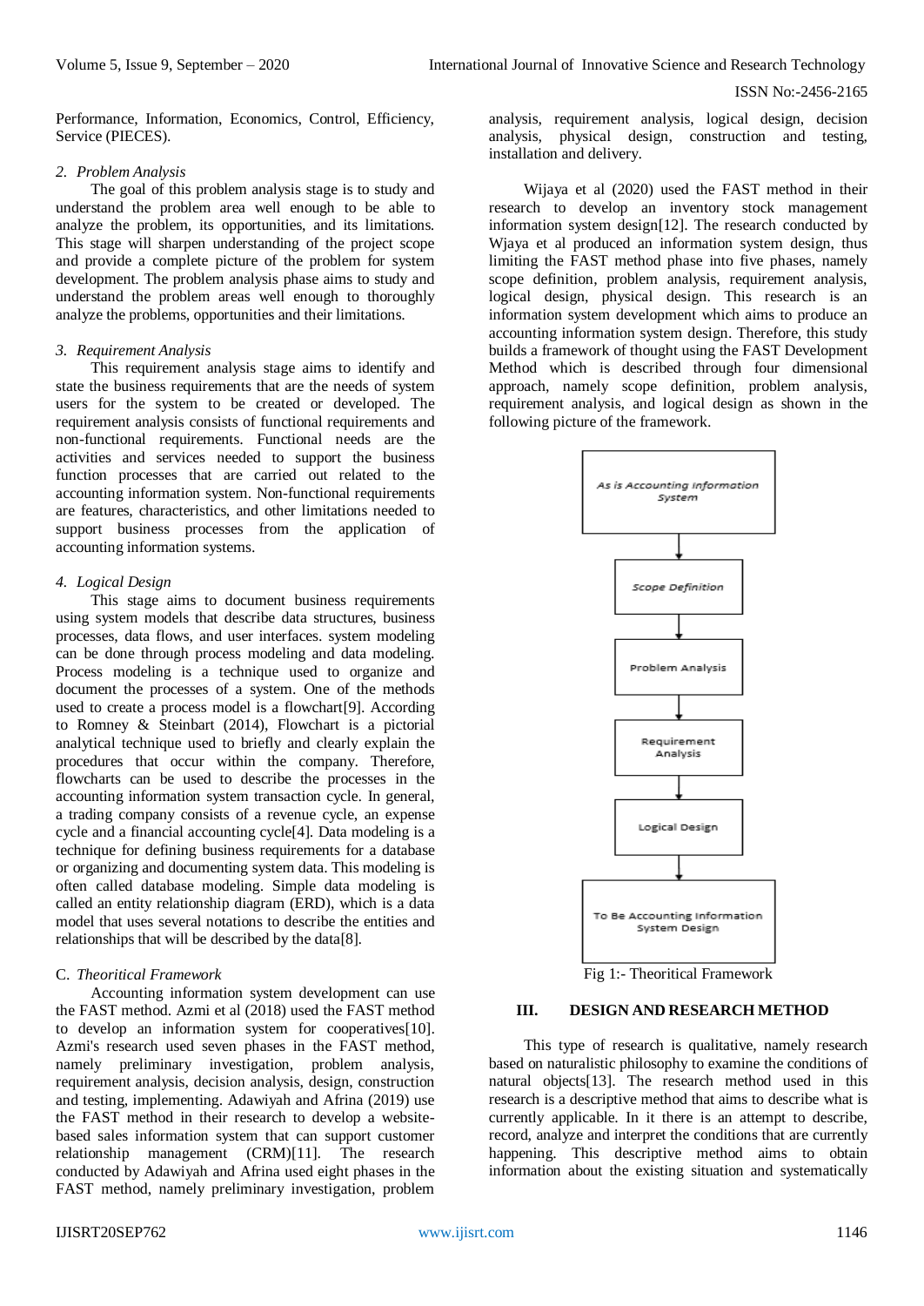Performance, Information, Economics, Control, Efficiency, Service (PIECES).

*2. Problem Analysis*

The goal of this problem analysis stage is to study and understand the problem area well enough to be able to analyze the problem, its opportunities, and its limitations. This stage will sharpen understanding of the project scope and provide a complete picture of the problem for system development. The problem analysis phase aims to study and understand the problem areas well enough to thoroughly analyze the problems, opportunities and their limitations.

*3. Requirement Analysis*

This requirement analysis stage aims to identify and state the business requirements that are the needs of system users for the system to be created or developed. The requirement analysis consists of functional requirements and non-functional requirements. Functional needs are the activities and services needed to support the business function processes that are carried out related to the accounting information system. Non-functional requirements are features, characteristics, and other limitations needed to support business processes from the application of accounting information systems.

*4. Logical Design*

This stage aims to document business requirements using system models that describe data structures, business processes, data flows, and user interfaces. system modeling can be done through process modeling and data modeling. Process modeling is a technique used to organize and document the processes of a system. One of the methods used to create a process model is a flowchart[9]. According to Romney & Steinbart (2014), Flowchart is a pictorial analytical technique used to briefly and clearly explain the procedures that occur within the company. Therefore, flowcharts can be used to describe the processes in the accounting information system transaction cycle. In general, a trading company consists of a revenue cycle, an expense cycle and a financial accounting cycle[4]. Data modeling is a technique for defining business requirements for a database or organizing and documenting system data. This modeling is often called database modeling. Simple data modeling is called an entity relationship diagram (ERD), which is a data model that uses several notations to describe the entities and relationships that will be described by the data[8].

C. *Theoritical Framework*

Accounting information system development can use the FAST method. Azmi et al (2018) used the FAST method to develop an information system for cooperatives[10]. Azmi's research used seven phases in the FAST method, namely preliminary investigation, problem analysis, requirement analysis, decision analysis, design, construction and testing, implementing. Adawiyah and Afrina (2019) use the FAST method in their research to develop a website-based sales information system that can support customer relationship management (CRM)[11]. The research conducted by Adawiyah and Afrina used eight phases in the FAST method, namely preliminary investigation, problem analysis, requirement analysis, logical design, decision analysis, physical design, construction and testing, installation and delivery.

Wijaya et al (2020) used the FAST method in their research to develop an inventory stock management information system design[12]. The research conducted by Wjaya et al produced an information system design, thus limiting the FAST method phase into five phases, namely scope definition, problem analysis, requirement analysis, logical design, physical design. This research is an information system development which aims to produce an accounting information system design. Therefore, this study builds a framework of thought using the FAST Development Method which is described through four dimensional approach, namely scope definition, problem analysis, requirement analysis, and logical design as shown in the following picture of the framework.

As is Accounting Information System → Scope Definition → Problem Analysis → Requirement Analysis → Logical Design → To Be Accounting Information System Design

Fig 1:- Theoritical Framework

## III. DESIGN AND RESEARCH METHOD

This type of research is qualitative, namely research based on naturalistic philosophy to examine the conditions of natural objects[13]. The research method used in this research is a descriptive method that aims to describe what is currently applicable. In it there is an attempt to describe, record, analyze and interpret the conditions that are currently happening. This descriptive method aims to obtain information about the existing situation and systematically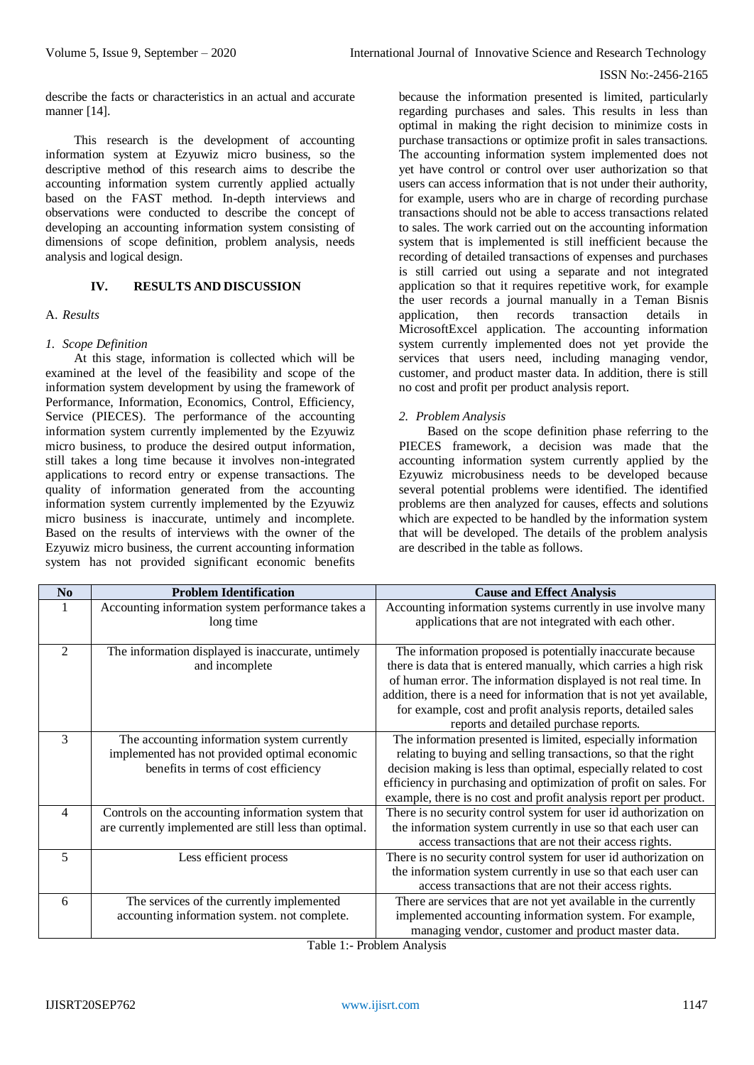describe the facts or characteristics in an actual and accurate manner [14].

This research is the development of accounting information system at Ezyuwiz micro business, so the descriptive method of this research aims to describe the accounting information system currently applied actually based on the FAST method. In-depth interviews and observations were conducted to describe the concept of developing an accounting information system consisting of dimensions of scope definition, problem analysis, needs analysis and logical design.

## IV. RESULTS AND DISCUSSION

### A. *Results*

#### 1. *Scope Definition*

At this stage, information is collected which will be examined at the level of the feasibility and scope of the information system development by using the framework of Performance, Information, Economics, Control, Efficiency, Service (PIECES). The performance of the accounting information system currently implemented by the Ezyuwiz micro business, to produce the desired output information, still takes a long time because it involves non-integrated applications to record entry or expense transactions. The quality of information generated from the accounting information system currently implemented by the Ezyuwiz micro business is inaccurate, untimely and incomplete. Based on the results of interviews with the owner of the Ezyuwiz micro business, the current accounting information system has not provided significant economic benefits because the information presented is limited, particularly regarding purchases and sales. This results in less than optimal in making the right decision to minimize costs in purchase transactions or optimize profit in sales transactions. The accounting information system implemented does not yet have control or control over user authorization so that users can access information that is not under their authority, for example, users who are in charge of recording purchase transactions should not be able to access transactions related to sales. The work carried out on the accounting information system that is implemented is still inefficient because the recording of detailed transactions of expenses and purchases is still carried out using a separate and not integrated application so that it requires repetitive work, for example the user records a journal manually in a Teman Bisnis application, then records transaction details in MicrosoftExcel application. The accounting information system currently implemented does not yet provide the services that users need, including managing vendor, customer, and product master data. In addition, there is still no cost and profit per product analysis report.

#### 2. *Problem Analysis*

Based on the scope definition phase referring to the PIECES framework, a decision was made that the accounting information system currently applied by the Ezyuwiz microbusiness needs to be developed because several potential problems were identified. The identified problems are then analyzed for causes, effects and solutions which are expected to be handled by the information system that will be developed. The details of the problem analysis are described in the table as follows.

| No | Problem Identification | Cause and Effect Analysis |
|---|---|---|
| 1 | Accounting information system performance takes a long time | Accounting information systems currently in use involve many applications that are not integrated with each other. |
| 2 | The information displayed is inaccurate, untimely and incomplete | The information proposed is potentially inaccurate because there is data that is entered manually, which carries a high risk of human error. The information displayed is not real time. In addition, there is a need for information that is not yet available, for example, cost and profit analysis reports, detailed sales reports and detailed purchase reports. |
| 3 | The accounting information system currently implemented has not provided optimal economic benefits in terms of cost efficiency | The information presented is limited, especially information relating to buying and selling transactions, so that the right decision making is less than optimal, especially related to cost efficiency in purchasing and optimization of profit on sales. For example, there is no cost and profit analysis report per product. |
| 4 | Controls on the accounting information system that are currently implemented are still less than optimal. | There is no security control system for user id authorization on the information system currently in use so that each user can access transactions that are not their access rights. |
| 5 | Less efficient process | There is no security control system for user id authorization on the information system currently in use so that each user can access transactions that are not their access rights. |
| 6 | The services of the currently implemented accounting information system. not complete. | There are services that are not yet available in the currently implemented accounting information system. For example, managing vendor, customer and product master data. |

Table 1:- Problem Analysis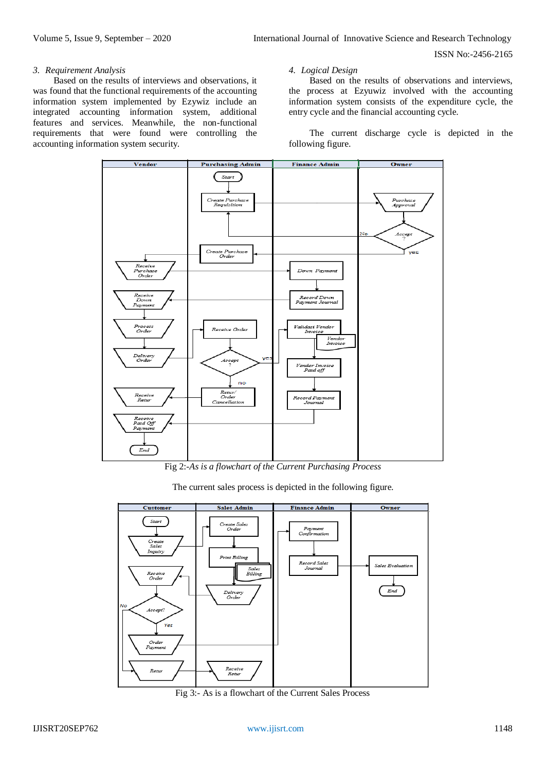### 3. *Requirement Analysis*

Based on the results of interviews and observations, it was found that the functional requirements of the accounting information system implemented by Ezywiz include an integrated accounting information system, additional features and services. Meanwhile, the non-functional requirements that were found were controlling the accounting information system security.

### 4. *Logical Design*

Based on the results of observations and interviews, the process at Ezyuwiz involved with the accounting information system consists of the expenditure cycle, the entry cycle and the financial accounting cycle.

The current discharge cycle is depicted in the following figure.

Fig 2:-*As is a flowchart of the Current Purchasing Process*

The current sales process is depicted in the following figure.

Fig 3:- As is a flowchart of the Current Sales Process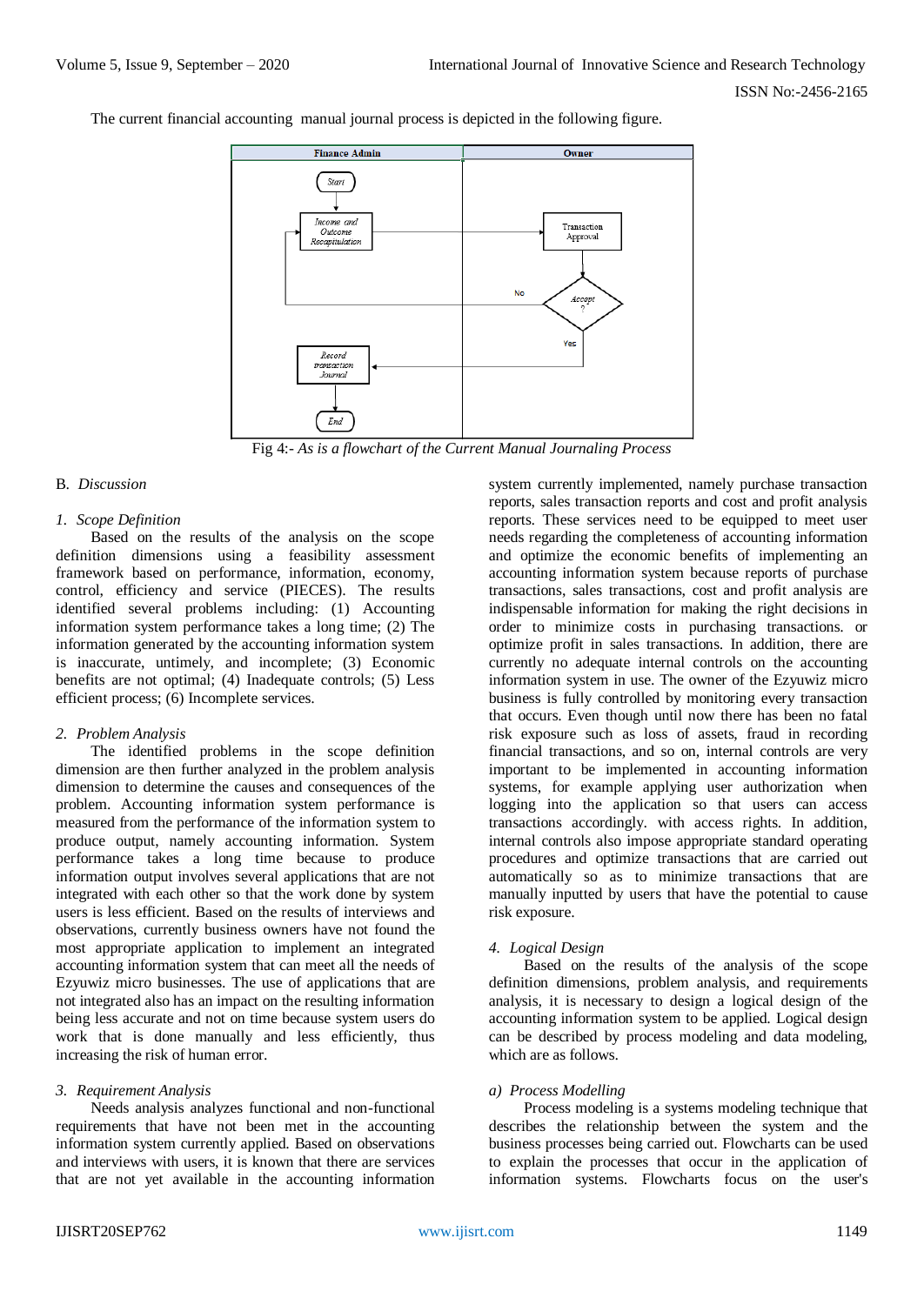The current financial accounting manual journal process is depicted in the following figure.

Fig 4:- *As is a flowchart of the Current Manual Journaling Process*

## B. *Discussion*

### 1. *Scope Definition*

Based on the results of the analysis on the scope definition dimensions using a feasibility assessment framework based on performance, information, economy, control, efficiency and service (PIECES). The results identified several problems including: (1) Accounting information system performance takes a long time; (2) The information generated by the accounting information system is inaccurate, untimely, and incomplete; (3) Economic benefits are not optimal; (4) Inadequate controls; (5) Less efficient process; (6) Incomplete services.

### 2. *Problem Analysis*

The identified problems in the scope definition dimension are then further analyzed in the problem analysis dimension to determine the causes and consequences of the problem. Accounting information system performance is measured from the performance of the information system to produce output, namely accounting information. System performance takes a long time because to produce information output involves several applications that are not integrated with each other so that the work done by system users is less efficient. Based on the results of interviews and observations, currently business owners have not found the most appropriate application to implement an integrated accounting information system that can meet all the needs of Ezyuwiz micro businesses. The use of applications that are not integrated also has an impact on the resulting information being less accurate and not on time because system users do work that is done manually and less efficiently, thus increasing the risk of human error.

### 3. *Requirement Analysis*

Needs analysis analyzes functional and non-functional requirements that have not been met in the accounting information system currently applied. Based on observations and interviews with users, it is known that there are services that are not yet available in the accounting information system currently implemented, namely purchase transaction reports, sales transaction reports and cost and profit analysis reports. These services need to be equipped by users regarding the completeness of accounting information and optimize the economic benefits of implementing an accounting information system because reports of purchase transactions, sales transactions, cost and profit analysis are indispensable information for making the right decisions in order to minimize costs in purchasing transactions. or optimize profit in sales transactions. In addition, there are currently no adequate internal controls on the accounting information system in use. The owner of the Ezyuwiz micro business is fully controlled by monitoring every transaction that occurs. Even though until now there has been no fatal risk exposure such as loss of assets, fraud in recording financial transactions, and so on, internal controls are very important to be implemented in accounting information systems, for example applying user authorization when logging into the application so that users can access transactions accordingly. with access rights. In addition, internal controls also impose appropriate standard operating procedures and optimize transactions that are carried out automatically so as to minimize transactions that are manually inputted by users that have the potential to cause risk exposure.

### 4. *Logical Design*

Based on the results of the analysis of the scope definition dimensions, problem analysis, and requirements analysis, it is necessary to design a logical design of the accounting information system to be applied. Logical design can be described by process modeling and data modeling, which are as follows.

#### a) *Process Modelling*

Process modeling is a systems modeling technique that describes the relationship between the system and the business processes being carried out. Flowcharts can be used to explain the processes that occur in the application of information systems. Flowcharts focus on the user's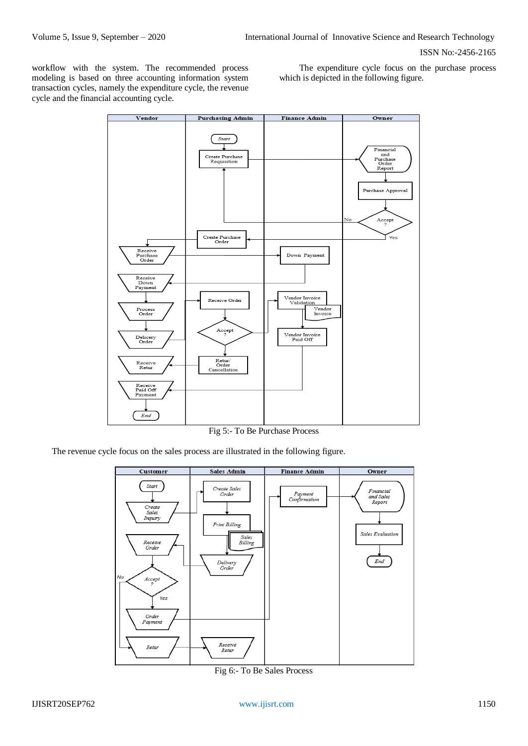workflow with the system. The recommended process modeling is based on three accounting information system transaction cycles, namely the expenditure cycle, the revenue cycle and the financial accounting cycle.

The expenditure cycle focus on the purchase process which is depicted in the following figure.

Fig 5:- To Be Purchase Process

The revenue cycle focus on the sales process are illustrated in the following figure.

Fig 6:- To Be Sales Process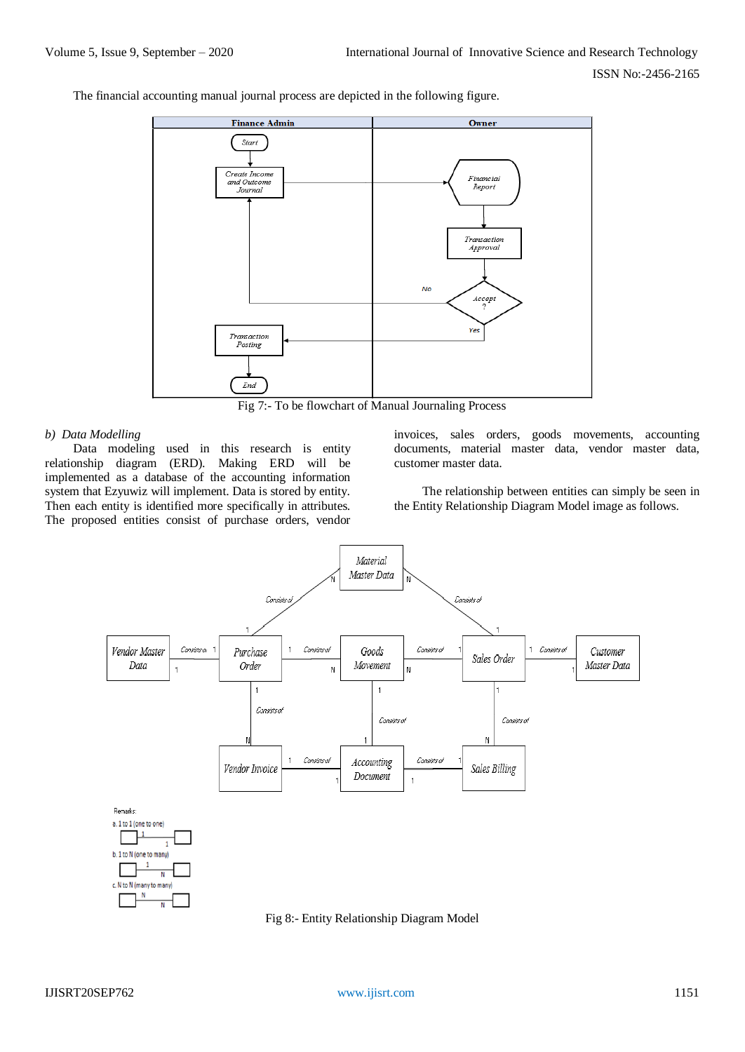The financial accounting manual journal process are depicted in the following figure.

Fig 7:- To be flowchart of Manual Journaling Process

*b) Data Modelling*

Data modeling used in this research is entity relationship diagram (ERD). Making ERD will be implemented as a database of the accounting information system that Ezyuwiz will implement. Data is stored by entity. Then each entity is identified more specifically in attributes. The proposed entities consist of purchase orders, vendor invoices, sales orders, goods movements, accounting documents, material master data, vendor master data, customer master data.

The relationship between entities can simply be seen in the Entity Relationship Diagram Model image as follows.

Fig 8:- Entity Relationship Diagram Model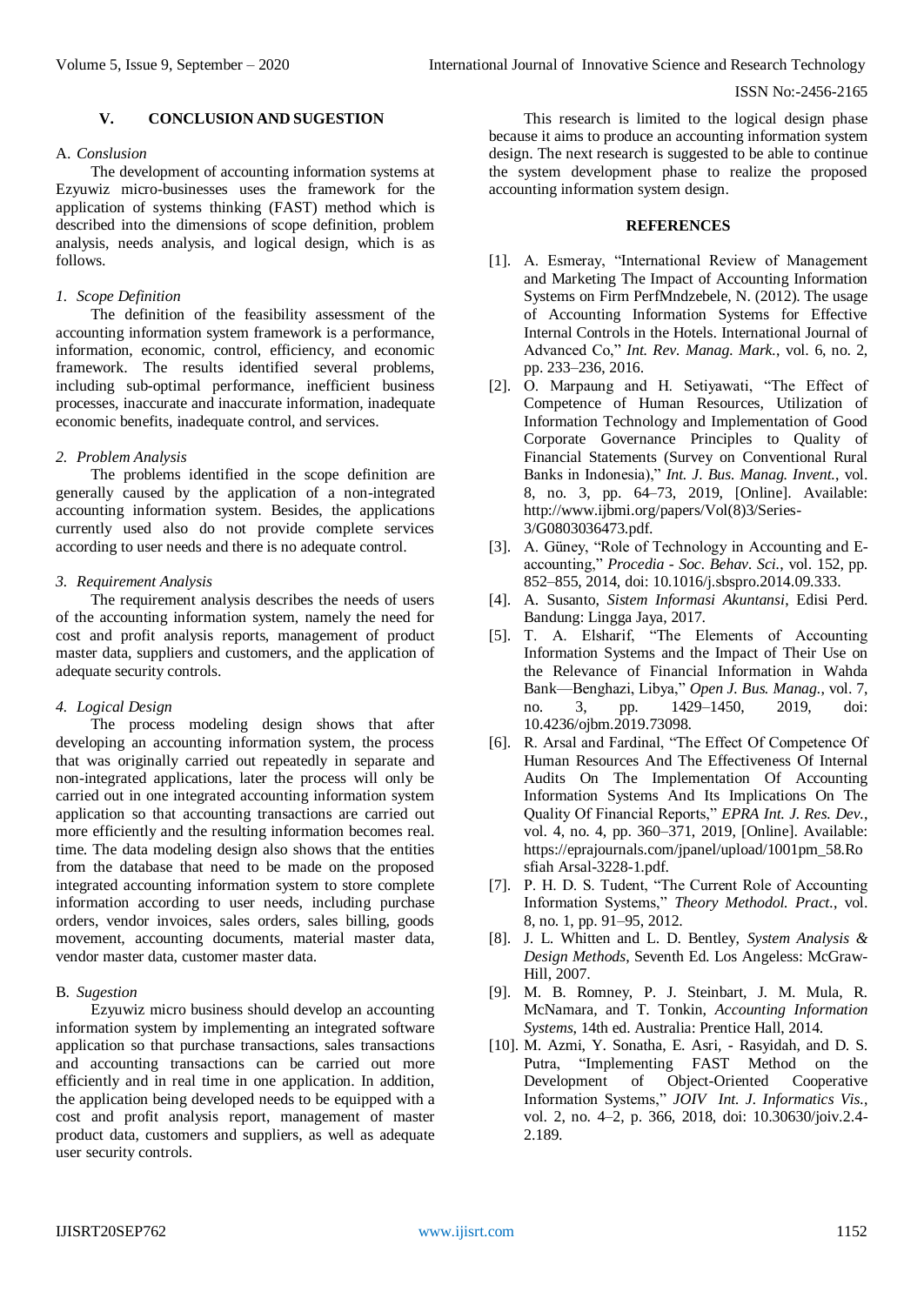## V. CONCLUSION AND SUGESTION

### A. *Conslusion*

The development of accounting information systems at Ezyuwiz micro-businesses uses the framework for the application of systems thinking (FAST) method which is described into the dimensions of scope definition, problem analysis, needs analysis, and logical design, which is as follows.

#### *1. Scope Definition*

The definition of the feasibility assessment of the accounting information system framework is a performance, information, economic, control, efficiency, and economic framework. The results identified several problems, including sub-optimal performance, inefficient business processes, inaccurate and inaccurate information, inadequate economic benefits, inadequate control, and services.

#### *2. Problem Analysis*

The problems identified in the scope definition are generally caused by the application of a non-integrated accounting information system. Besides, the applications currently used also do not provide complete services according to user needs and there is no adequate control.

#### *3. Requirement Analysis*

The requirement analysis describes the needs of users of the accounting information system, namely the need for cost and profit analysis reports, management of product master data, suppliers and customers, and the application of adequate security controls.

#### *4. Logical Design*

The process modeling design shows that after developing an accounting information system, the process that was originally carried out repeatedly in separate and non-integrated applications, later the process will only be carried out in one integrated accounting information system application so that accounting transactions are carried out more efficiently and the resulting information becomes real. time. The data modeling design also shows that the entities from the database that need to be made on the proposed integrated accounting information system to store complete information according to user needs, including purchase orders, vendor invoices, sales orders, sales billing, goods movement, accounting documents, material master data, vendor master data, customer master data.

### B. *Sugestion*

Ezyuwiz micro business should develop an accounting information system by implementing an integrated software application so that purchase transactions, sales transactions and accounting transactions can be carried out more efficiently and in real time in one application. In addition, the application being developed needs to be equipped with a cost and profit analysis report, management of master product data, customers and suppliers, as well as adequate user security controls.

This research is limited to the logical design phase because it aims to produce an accounting information system design. The next research is suggested to be able to continue the system development phase to realize the proposed accounting information system design.

## REFERENCES

- [1]. A. Esmeray, "International Review of Management and Marketing The Impact of Accounting Information Systems on Firm PerfMndzebele, N. (2012). The usage of Accounting Information Systems for Effective Internal Controls in the Hotels. International Journal of Advanced Co," *Int. Rev. Manag. Mark.*, vol. 6, no. 2, pp. 233–236, 2016.
- [2]. O. Marpaung and H. Setiyawati, "The Effect of Competence of Human Resources, Utilization of Information Technology and Implementation of Good Corporate Governance Principles to Quality of Financial Statements (Survey on Conventional Rural Banks in Indonesia)," *Int. J. Bus. Manag. Invent.*, vol. 8, no. 3, pp. 64–73, 2019, [Online]. Available: http://www.ijbmi.org/papers/Vol(8)3/Series-3/G0803036473.pdf.
- [3]. A. Güney, "Role of Technology in Accounting and E-accounting," *Procedia - Soc. Behav. Sci.*, vol. 152, pp. 852–855, 2014, doi: 10.1016/j.sbspro.2014.09.333.
- [4]. A. Susanto, *Sistem Informasi Akuntansi*, Edisi Perd. Bandung: Lingga Jaya, 2017.
- [5]. T. A. Elsharif, "The Elements of Accounting Information Systems and the Impact of Their Use on the Relevance of Financial Information in Wahda Bank—Benghazi, Libya," *Open J. Bus. Manag.*, vol. 7, no. 3, pp. 1429–1450, 2019, doi: 10.4236/ojbm.2019.73098.
- [6]. R. Arsal and Fardinal, "The Effect Of Competence Of Human Resources And The Effectiveness Of Internal Audits On The Implementation Of Accounting Information Systems And Its Implications On The Quality Of Financial Reports," *EPRA Int. J. Res. Dev.*, vol. 4, no. 4, pp. 360–371, 2019, [Online]. Available: https://eprajournals.com/jpanel/upload/1001pm_58.Rosfiah Arsal-3228-1.pdf.
- [7]. P. H. D. S. Tudent, "The Current Role of Accounting Information Systems," *Theory Methodol. Pract.*, vol. 8, no. 1, pp. 91–95, 2012.
- [8]. J. L. Whitten and L. D. Bentley, *System Analysis & Design Methods*, Seventh Ed. Los Angeles: McGraw-Hill, 2007.
- [9]. M. B. Romney, P. J. Steinbart, J. M. Mula, R. McNamara, and T. Tonkin, *Accounting Information Systems*, 14th ed. Australia: Prentice Hall, 2014.
- [10]. M. Azmi, Y. Sonatha, E. Asri, - Rasyidah, and D. S. Putra, "Implementing FAST Method on the Development of Object-Oriented Cooperative Information Systems," *JOIV Int. J. Informatics Vis.*, vol. 2, no. 4–2, p. 366, 2018, doi: 10.30630/joiv.2.4-2.189.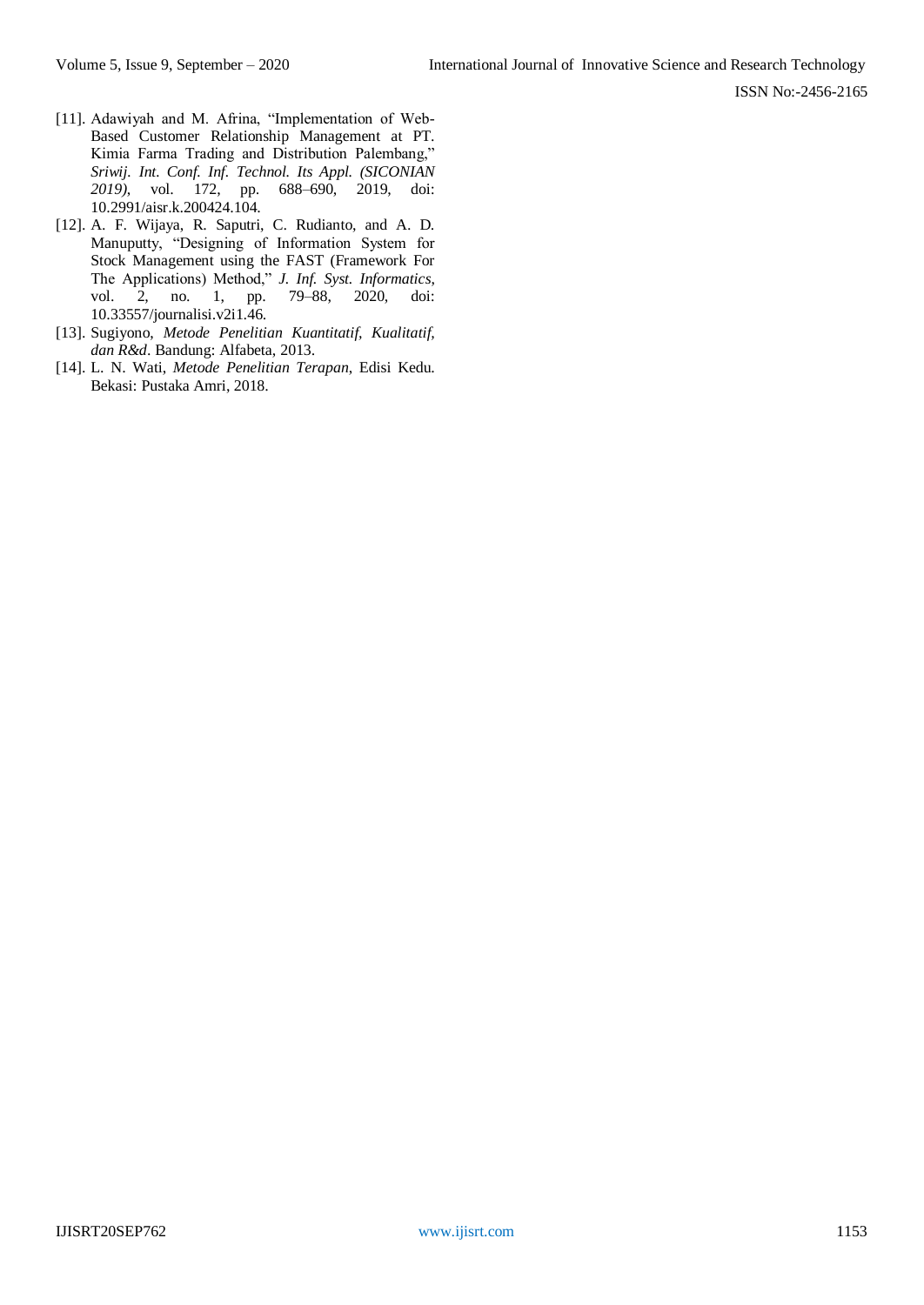[11]. Adawiyah and M. Afrina, "Implementation of Web-Based Customer Relationship Management at PT. Kimia Farma Trading and Distribution Palembang," *Sriwij. Int. Conf. Inf. Technol. Its Appl. (SICONIAN 2019)*, vol. 172, pp. 688–690, 2019, doi: 10.2991/aisr.k.200424.104.

[12]. A. F. Wijaya, R. Saputri, C. Rudianto, and A. D. Manuputty, "Designing of Information System for Stock Management using the FAST (Framework For The Applications) Method," *J. Inf. Syst. Informatics*, vol. 2, no. 1, pp. 79–88, 2020, doi: 10.33557/journalisi.v2i1.46.

[13]. Sugiyono, *Metode Penelitian Kuantitatif, Kualitatif, dan R&d*. Bandung: Alfabeta, 2013.

[14]. L. N. Wati, *Metode Penelitian Terapan*, Edisi Kedu. Bekasi: Pustaka Amri, 2018.